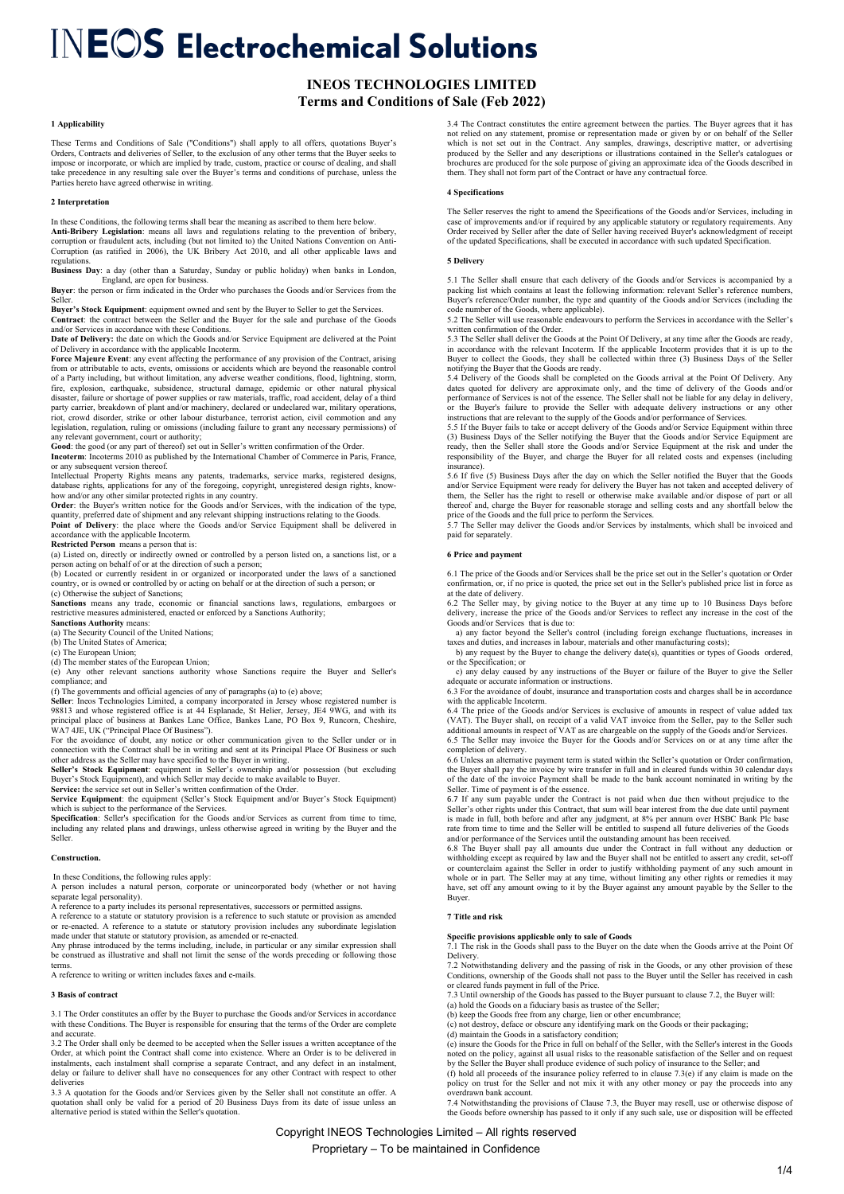# INEOS Electrochemical Solutions

## INEOS TECHNOLOGIES LIMITED
## Terms and Conditions of Sale (Feb 2022)

### 1 Applicability

These Terms and Conditions of Sale ("Conditions") shall apply to all offers, quotations Buyer's Orders, Contracts and deliveries of Seller, to the exclusion of any other terms that the Buyer seeks to impose or incorporate, or which are implied by trade, custom, practice or course of dealing, and shall take precedence in any resulting sale over the Buyer's terms and conditions of purchase, unless the Parties hereto have agreed otherwise in writing.

### 2 Interpretation

In these Conditions, the following terms shall bear the meaning as ascribed to them here below.

**Anti-Bribery Legislation**: means all laws and regulations relating to the prevention of bribery, corruption or fraudulent acts, including (but not limited to) the United Nations Convention on Anti-Corruption (as ratified in 2006), the UK Bribery Act 2010, and all other applicable laws and regulations.

**Business Day**: a day (other than a Saturday, Sunday or public holiday) when banks in London, England, are open for business.

**Buyer**: the person or firm indicated in the Order who purchases the Goods and/or Services from the Seller.

**Buyer's Stock Equipment**: equipment owned and sent by the Buyer to Seller to get the Services.

**Contract**: the contract between the Seller and the Buyer for the sale and purchase of the Goods and/or Services in accordance with these Conditions.

**Date of Delivery:** the date on which the Goods and/or Service Equipment are delivered at the Point of Delivery in accordance with the applicable Incoterm.

**Force Majeure Event**: any event affecting the performance of any provision of the Contract, arising from or attributable to acts, events, omissions or accidents which are beyond the reasonable control of a Party including, but without limitation, any adverse weather conditions, flood, lightning, storm, fire, explosion, earthquake, subsidence, structural damage, epidemic or other natural physical disaster, failure or shortage of power supplies or raw materials, traffic, road accident, delay of a third party carrier, breakdown of plant and/or machinery, declared or undeclared war, military operations, riot, crowd disorder, strike or other labour disturbance, terrorist action, civil commotion and any legislation, regulation, ruling or omissions (including failure to grant any necessary permissions) of any relevant government, court or authority;

**Good**: the good (or any part of thereof) set out in Seller's written confirmation of the Order.

**Incoterm**: Incoterms 2010 as published by the International Chamber of Commerce in Paris, France, or any subsequent version thereof.

Intellectual Property Rights means any patents, trademarks, service marks, registered designs, database rights, applications for any of the foregoing, copyright, unregistered design rights, know-how and/or any other similar protected rights in any country.

**Order**: the Buyer's written notice for the Goods and/or Services, with the indication of the type, quantity, preferred date of shipment and any relevant shipping instructions relating to the Goods.

**Point of Delivery**: the place where the Goods and/or Service Equipment shall be delivered in accordance with the applicable Incoterm.

**Restricted Person** means a person that is:

(a) Listed on, directly or indirectly owned or controlled by a person listed on, a sanctions list, or a person acting on behalf of or at the direction of such a person;

(b) Located or currently resident in or organized or incorporated under the laws of a sanctioned country, or is owned or controlled by or acting on behalf of or at the direction of such a person; or

(c) Otherwise the subject of Sanctions;

**Sanctions** means any trade, economic or financial sanctions laws, regulations, embargoes or restrictive measures administered, enacted or enforced by a Sanctions Authority;

**Sanctions Authority** means:

(a) The Security Council of the United Nations;

(b) The United States of America;

(c) The European Union;

(d) The member states of the European Union;

(e) Any other relevant sanctions authority whose Sanctions require the Buyer and Seller's compliance; and

(f) The governments and official agencies of any of paragraphs (a) to (e) above;

**Seller**: Ineos Technologies Limited, a company incorporated in Jersey whose registered number is 98813 and whose registered office is at 44 Esplanade, St Helier, Jersey, JE4 9WG, and with its principal place of business at Bankes Lane Office, Bankes Lane, PO Box 9, Runcorn, Cheshire, WA7 4JE, UK ("Principal Place Of Business").

For the avoidance of doubt, any notice or other communication given to the Seller under or in connection with the Contract shall be in writing and sent at its Principal Place Of Business or such other address as the Seller may have specified to the Buyer in writing.

**Seller's Stock Equipment**: equipment in Seller's ownership and/or possession (but excluding Buyer's Stock Equipment), and which Seller may decide to make available to Buyer.

**Service:** the service set out in Seller's written confirmation of the Order.

**Service Equipment**: the equipment (Seller's Stock Equipment and/or Buyer's Stock Equipment) which is subject to the performance of the Services.

**Specification**: Seller's specification for the Goods and/or Services as current from time to time, including any related plans and drawings, unless otherwise agreed in writing by the Buyer and the Seller.

### Construction.

In these Conditions, the following rules apply:

A person includes a natural person, corporate or unincorporated body (whether or not having separate legal personality).

A reference to a party includes its personal representatives, successors or permitted assigns.

A reference to a statute or statutory provision is a reference to such statute or provision as amended or re-enacted. A reference to a statute or statutory provision includes any subordinate legislation made under that statute or statutory provision, as amended or re-enacted.

Any phrase introduced by the terms including, include, in particular or any similar expression shall be construed as illustrative and shall not limit the sense of the words preceding or following those terms.

A reference to writing or written includes faxes and e-mails.

### 3 Basis of contract

3.1 The Order constitutes an offer by the Buyer to purchase the Goods and/or Services in accordance with these Conditions. The Buyer is responsible for ensuring that the terms of the Order are complete and accurate.

3.2 The Order shall only be deemed to be accepted when the Seller issues a written acceptance of the Order, at which point the Contract shall come into existence. Where an Order is to be delivered in instalments, each instalment shall comprise a separate Contract, and any defect in an instalment, delay or failure to deliver shall have no consequences for any other Contract with respect to other deliveries

3.3 A quotation for the Goods and/or Services given by the Seller shall not constitute an offer. A quotation shall only be valid for a period of 20 Business Days from its date of issue unless an alternative period is stated within the Seller's quotation.

3.4 The Contract constitutes the entire agreement between the parties. The Buyer agrees that it has not relied on any statement, promise or representation made or given by or on behalf of the Seller which is not set out in the Contract. Any samples, drawings, descriptive matter, or advertising produced by the Seller and any descriptions or illustrations contained in the Seller's catalogues or brochures are produced for the sole purpose of giving an approximate idea of the Goods described in them. They shall not form part of the Contract or have any contractual force.

### 4 Specifications

The Seller reserves the right to amend the Specifications of the Goods and/or Services, including in case of improvements and/or if required by any applicable statutory or regulatory requirements. Any Order received by Seller after the date of Seller having received Buyer's acknowledgment of receipt of the updated Specifications, shall be executed in accordance with such updated Specification.

### 5 Delivery

5.1 The Seller shall ensure that each delivery of the Goods and/or Services is accompanied by a packing list which contains at least the following information: relevant Seller's reference numbers, Buyer's reference/Order number, the type and quantity of the Goods and/or Services (including the code number of the Goods, where applicable).

5.2 The Seller will use reasonable endeavours to perform the Services in accordance with the Seller's written confirmation of the Order.

5.3 The Seller shall deliver the Goods at the Point Of Delivery, at any time after the Goods are ready, in accordance with the relevant Incoterm. If the applicable Incoterm provides that it is up to the Buyer to collect the Goods, they shall be collected within three (3) Business Days of the Seller notifying the Buyer that the Goods are ready.

5.4 Delivery of the Goods shall be completed on the Goods arrival at the Point Of Delivery. Any dates quoted for delivery are approximate only, and the time of delivery of the Goods and/or performance of Services is not of the essence. The Seller shall not be liable for any delay in delivery, or the Buyer's failure to provide the Seller with adequate delivery instructions or any other instructions that are relevant to the supply of the Goods and/or performance of Services.

5.5 If the Buyer fails to take or accept delivery of the Goods and/or Service Equipment within three (3) Business Days of the Seller notifying the Buyer that the Goods and/or Service Equipment are ready, then the Seller shall store the Goods and/or Service Equipment at the risk and under the responsibility of the Buyer, and charge the Buyer for all related costs and expenses (including insurance).

5.6 If five (5) Business Days after the day on which the Seller notified the Buyer that the Goods and/or Service Equipment were ready for delivery the Buyer has not taken and accepted delivery of them, the Seller has the right to resell or otherwise make available and/or dispose of part or all thereof and, charge the Buyer for reasonable storage and selling costs and any shortfall below the price of the Goods and the full price to perform the Services.

5.7 The Seller may deliver the Goods and/or Services by instalments, which shall be invoiced and paid for separately.

### 6 Price and payment

6.1 The price of the Goods and/or Services shall be the price set out in the Seller's quotation or Order confirmation, or, if no price is quoted, the price set out in the Seller's published price list in force as at the date of delivery.

6.2 The Seller may, by giving notice to the Buyer at any time up to 10 Business Days before delivery, increase the price of the Goods and/or Services to reflect any increase in the cost of the Goods and/or Services that is due to:

a) any factor beyond the Seller's control (including foreign exchange fluctuations, increases in taxes and duties, and increases in labour, materials and other manufacturing costs);

b) any request by the Buyer to change the delivery date(s), quantities or types of Goods ordered, or the Specification; or

c) any delay caused by any instructions of the Buyer or failure of the Buyer to give the Seller adequate or accurate information or instructions.

6.3 For the avoidance of doubt, insurance and transportation costs and charges shall be in accordance with the applicable Incoterm.

6.4 The price of the Goods and/or Services is exclusive of amounts in respect of value added tax (VAT). The Buyer shall, on receipt of a valid VAT invoice from the Seller, pay to the Seller such additional amounts in respect of VAT as are chargeable on the supply of the Goods and/or Services.

6.5 The Seller may invoice the Buyer for the Goods and/or Services on or at any time after the completion of delivery.

6.6 Unless an alternative payment term is stated within the Seller's quotation or Order confirmation, the Buyer shall pay the invoice by wire transfer in full and in cleared funds within 30 calendar days of the date of the invoice Payment shall be made to the bank account nominated in writing by the Seller. Time of payment is of the essence.

6.7 If any sum payable under the Contract is not paid when due then without prejudice to the Seller's other rights under this Contract, that sum will bear interest from the due date until payment is made in full, both before and after any judgment, at 8% per annum over HSBC Bank Plc base rate from time to time and the Seller will be entitled to suspend all future deliveries of the Goods and/or performance of the Services until the outstanding amount has been received.

6.8 The Buyer shall pay all amounts due under the Contract in full without any deduction or withholding except as required by law and the Buyer shall not be entitled to assert any credit, set-off or counterclaim against the Seller in order to justify withholding payment of any such amount in whole or in part. The Seller may at any time, without limiting any other rights or remedies it may have, set off any amount owing to it by the Buyer against any amount payable by the Seller to the Buyer.

### 7 Title and risk

**Specific provisions applicable only to sale of Goods**

7.1 The risk in the Goods shall pass to the Buyer on the date when the Goods arrive at the Point Of Delivery.

7.2 Notwithstanding delivery and the passing of risk in the Goods, or any other provision of these Conditions, ownership of the Goods shall not pass to the Buyer until the Seller has received in cash or cleared funds payment in full of the Price.

7.3 Until ownership of the Goods has passed to the Buyer pursuant to clause 7.2, the Buyer will:

(a) hold the Goods on a fiduciary basis as trustee of the Seller;

(b) keep the Goods free from any charge, lien or other encumbrance;

(c) not destroy, deface or obscure any identifying mark on the Goods or their packaging;

(d) maintain the Goods in a satisfactory condition;

(e) insure the Goods for the Price in full on behalf of the Seller, with the Seller's interest in the Goods noted on the policy, against all usual risks to the reasonable satisfaction of the Seller and on request by the Seller the Buyer shall produce evidence of such policy of insurance to the Seller; and

(f) hold all proceeds of the insurance policy referred to in clause 7.3(e) if any claim is made on the policy on trust for the Seller and not mix it with any other money or pay the proceeds into any overdrawn bank account.

7.4 Notwithstanding the provisions of Clause 7.3, the Buyer may resell, use or otherwise dispose of the Goods before ownership has passed to it only if any such sale, use or disposition will be effected

Copyright INEOS Technologies Limited – All rights reserved

Proprietary – To be maintained in Confidence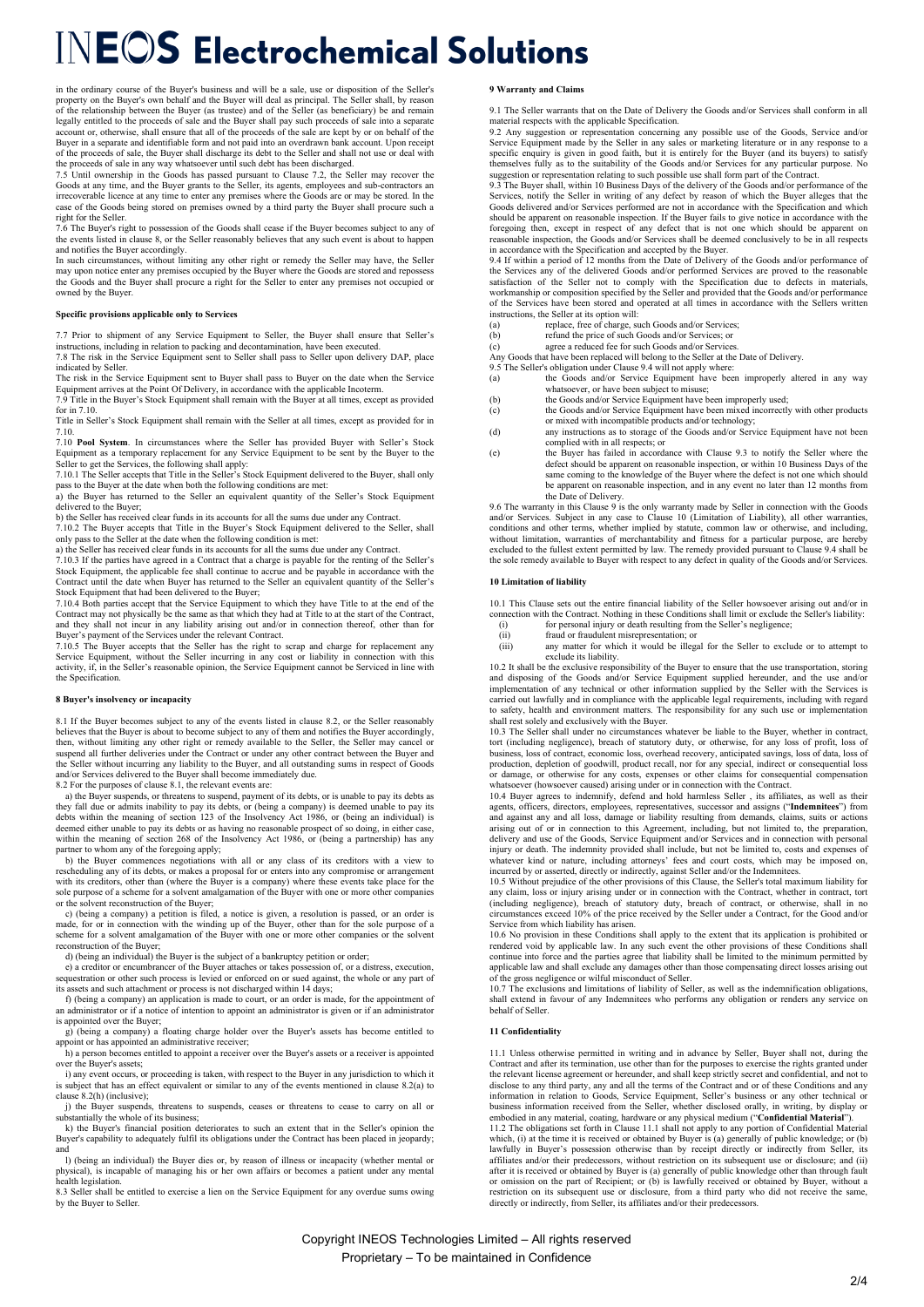in the ordinary course of the Buyer's business and will be a sale, use or disposition of the Seller's property on the Buyer's own behalf and the Buyer will deal as principal. The Seller shall, by reason of the relationship between the Buyer (as trustee) and of the Seller (as beneficiary) be and remain legally entitled to the proceeds of sale and the Buyer shall pay such proceeds of sale into a separate account or, otherwise, shall ensure that all of the proceeds of the sale are kept by or on behalf of the Buyer in a separate and identifiable form and not paid into an overdrawn bank account. Upon receipt of the proceeds of sale, the Buyer shall discharge its debt to the Seller and shall not use or deal with the proceeds of sale in any way whatsoever until such debt has been discharged.

7.5 Until ownership in the Goods has passed pursuant to Clause 7.2, the Seller may recover the Goods at any time, and the Buyer grants to the Seller, its agents, employees and sub-contractors an irrevocable licence at any time to enter any premises where the Goods are or may be stored. In the case of the Goods being stored on premises owned by a third party the Buyer shall procure such a right for the Seller.

7.6 The Buyer's right to possession of the Goods shall cease if the Buyer becomes subject to any of the events listed in clause 8, or the Seller reasonably believes that any such event is about to happen and notifies the Buyer accordingly.

In such circumstances, without limiting any other right or remedy the Seller may have, the Seller may upon notice enter any premises occupied by the Buyer where the Goods are stored and repossess the Goods and the Buyer shall procure a right for the Seller to enter any premises not occupied or owned by the Buyer.

### Specific provisions applicable only to Services

7.7 Prior to shipment of any Service Equipment to Seller, the Buyer shall ensure that Seller's instructions, including in relation to packing and decontamination, have been executed.

7.8 The risk in the Service Equipment sent to Seller shall pass to Seller upon delivery DAP, place indicated by Seller.

The risk in the Service Equipment sent to Buyer shall pass to Buyer on the date when the Service Equipment arrives at the Point Of Delivery, in accordance with the applicable Incoterm.

7.9 Title in the Buyer's Stock Equipment shall remain with the Buyer at all times, except as provided for in 7.10.

Title in Seller's Stock Equipment shall remain with the Seller at all times, except as provided for in 7.10.

7.10 **Pool System**. In circumstances where the Seller has provided Buyer with Seller's Stock Equipment as a temporary replacement for any Service Equipment to be sent by the Buyer to the Seller to get the Services, the following shall apply:

7.10.1 The Seller accepts that Title in the Seller's Stock Equipment delivered to the Buyer, shall only pass to the Buyer at the date when both the following conditions are met:

a) the Buyer has returned to the Seller an equivalent quantity of the Seller's Stock Equipment delivered to the Buyer;

b) the Seller has received clear funds in its accounts for all the sums due under any Contract.

7.10.2 The Buyer accepts that Title in the Buyer's Stock Equipment delivered to the Seller, shall only pass to the Seller at the date when the following condition is met:

a) the Seller has received clear funds in its accounts for all the sums due under any Contract.

7.10.3 If the parties have agreed in a Contract that a charge is payable for the renting of the Seller's Stock Equipment, the applicable fee shall continue to accrue and be payable in accordance with the Contract until the date when Buyer has returned to the Seller an equivalent quantity of the Seller's Stock Equipment that had been delivered to the Buyer;

7.10.4 Both parties accept that the Service Equipment to which they have Title to at the end of the Contract may not physically be the same as that which they had at Title to at the start of the Contract, and they shall not incur in any liability arising out and/or in connection thereof, other than for Buyer's payment of the Services under the relevant Contract.

7.10.5 The Buyer accepts that the Seller has the right to scrap and charge for replacement any Service Equipment, without the Seller incurring in any cost or liability in connection with this activity, if, in the Seller's reasonable opinion, the Service Equipment cannot be Serviced in line with the Specification.

### 8 Buyer's insolvency or incapacity

8.1 If the Buyer becomes subject to any of the events listed in clause 8.2, or the Seller reasonably believes that the Buyer is about to become subject to any of them and notifies the Buyer accordingly, then, without limiting any other right or remedy available to the Seller, the Seller may cancel or suspend all further deliveries under the Contract or under any other contract between the Buyer and the Seller without incurring any liability to the Buyer, and all outstanding sums in respect of Goods and/or Services delivered to the Buyer shall become immediately due.

8.2 For the purposes of clause 8.1, the relevant events are:

a) the Buyer suspends, or threatens to suspend, payment of its debts, or is unable to pay its debts as they fall due or admits inability to pay its debts, or (being a company) is deemed unable to pay its debts within the meaning of section 123 of the Insolvency Act 1986, or (being an individual) is deemed either unable to pay its debts or as having no reasonable prospect of so doing, in either case, within the meaning of section 268 of the Insolvency Act 1986, or (being a partnership) has any partner to whom any of the foregoing apply;

b) the Buyer commences negotiations with all or any class of its creditors with a view to rescheduling any of its debts, or makes a proposal for or enters into any compromise or arrangement with its creditors, other than (where the Buyer is a company) where these events take place for the sole purpose of a scheme for a solvent amalgamation of the Buyer with one or more other companies or the solvent reconstruction of the Buyer;

c) (being a company) a petition is filed, a notice is given, a resolution is passed, or an order is made, for or in connection with the winding up of the Buyer, other than for the sole purpose of a scheme for a solvent amalgamation of the Buyer with one or more other companies or the solvent reconstruction of the Buyer;

d) (being an individual) the Buyer is the subject of a bankruptcy petition or order;

e) a creditor or encumbrancer of the Buyer attaches or takes possession of, or a distress, execution, sequestration or other such process is levied or enforced on or sued against, the whole or any part of its assets and such attachment or process is not discharged within 14 days;

f) (being a company) an application is made to court, or an order is made, for the appointment of an administrator or if a notice of intention to appoint an administrator is given or if an administrator is appointed over the Buyer;

g) (being a company) a floating charge holder over the Buyer's assets has become entitled to appoint or has appointed an administrative receiver;

h) a person becomes entitled to appoint a receiver over the Buyer's assets or a receiver is appointed over the Buyer's assets;

i) any event occurs, or proceeding is taken, with respect to the Buyer in any jurisdiction to which it is subject that has an effect equivalent or similar to any of the events mentioned in clause 8.2(a) to clause 8.2(h) (inclusive);

j) the Buyer suspends, threatens to suspends, ceases or threatens to cease to carry on all or substantially the whole of its business;

k) the Buyer's financial position deteriorates to such an extent that in the Seller's opinion the Buyer's capability to adequately fulfil its obligations under the Contract has been placed in jeopardy; and

l) (being an individual) the Buyer dies or, by reason of illness or incapacity (whether mental or physical), is incapable of managing his or her own affairs or becomes a patient under any mental health legislation.

8.3 Seller shall be entitled to exercise a lien on the Service Equipment for any overdue sums owing by the Buyer to Seller.

### 9 Warranty and Claims

9.1 The Seller warrants that on the Date of Delivery the Goods and/or Services shall conform in all material respects with the applicable Specification.

9.2 Any suggestion or representation concerning any possible use of the Goods, Service and/or Service Equipment made by the Seller in any sales or marketing literature or in any response to a specific enquiry is given in good faith, but it is entirely for the Buyer (and its buyers) to satisfy themselves fully as to the suitability of the Goods and/or Services for any particular purpose. No suggestion or representation relating to such possible use shall form part of the Contract.

9.3 The Buyer shall, within 10 Business Days of the delivery of the Goods and/or performance of the Services, notify the Seller in writing of any defect by reason of which the Buyer alleges that the Goods delivered and/or Services performed are not in accordance with the Specification and which should be apparent on reasonable inspection. If the Buyer fails to give notice in accordance with the foregoing then, except in respect of any defect that is not one which should be apparent on reasonable inspection, the Goods and/or Services shall be deemed conclusively to be in all respects in accordance with the Specification and accepted by the Buyer.

9.4 If within a period of 12 months from the Date of Delivery of the Goods and/or performance of the Services any of the delivered Goods and/or performed Services are proved to the reasonable satisfaction of the Seller not to comply with the Specification due to defects in materials, workmanship or composition specified by the Seller and provided that the Goods and/or performance of the Services have been stored and operated at all times in accordance with the Sellers written instructions, the Seller at its option will:

(a) replace, free of charge, such Goods and/or Services;

(b) refund the price of such Goods and/or Services; or

(c) agree a reduced fee for such Goods and/or Services.

Any Goods that have been replaced will belong to the Seller at the Date of Delivery.

9.5 The Seller's obligation under Clause 9.4 will not apply where:

(a) the Goods and/or Service Equipment have been improperly altered in any way whatsoever, or have been subject to misuse;

(b) the Goods and/or Services have been improperly used;

(c) the Goods and/or Service Equipment have been mixed incorrectly with other products or mixed with incompatible products and/or technology;

(d) any instructions as to storage of the Goods and/or Service Equipment have not been complied with in all respects; or

(e) the Buyer has failed in accordance with Clause 9.3 to notify the Seller where the defect should be apparent on reasonable inspection, or within 10 Business Days of the same coming to the knowledge of the Buyer where the defect is not one which should be apparent on reasonable inspection, and in any event no later than 12 months from the Date of Delivery.

9.6 The warranty in this Clause 9 is the only warranty made by Seller in connection with the Goods and/or Services. Subject in any case to Clause 10 (Limitation of Liability), all other warranties, conditions and other terms, whether implied by statute, common law or otherwise, and including, without limitation, warranties of merchantability and fitness for a particular purpose, are hereby excluded to the fullest extent permitted by law. The remedy provided pursuant to Clause 9.4 shall be the sole remedy available to Buyer with respect to any defect in quality of the Goods and/or Services.

### 10 Limitation of liability

10.1 This Clause sets out the entire financial liability of the Seller howsoever arising out and/or in connection with the Contract. Nothing in these Conditions shall limit or exclude the Seller's liability:

(i) for personal injury or death resulting from the Seller's negligence;

(ii) fraud or fraudulent misrepresentation; or

(iii) any matter for which it would be illegal for the Seller to exclude or to attempt to exclude its liability.

10.2 It shall be the exclusive responsibility of the Buyer to ensure that the use transportation, storing and disposing of the Goods and/or Service Equipment supplied hereunder, and the use and/or implementation of any technical or other information supplied by the Seller with the Services is carried out lawfully and in compliance with the applicable legal requirements, including with regard to safety, health and environment matters. The responsibility for any such use or implementation shall rest solely and exclusively with the Buyer.

10.3 The Seller shall under no circumstances whatever be liable to the Buyer, whether in contract, tort (including negligence), breach of statutory duty, or otherwise, for any loss of profit, loss of business, loss of contract, economic loss, overhead recovery, anticipated savings, loss of data, loss of production, depletion of goodwill, product recall, nor for any special, indirect or consequential loss or damage, or otherwise for any costs, expenses or other claims for consequential compensation whatsoever (howsoever caused) arising under or in connection with the Contract.

10.4 Buyer agrees to indemnify, defend and hold harmless Seller , its affiliates, as well as their agents, officers, directors, employees, representatives, successor and assigns ("**Indemnitees**") from and against any and all loss, damage or liability resulting from demands, claims, suits or actions arising out of or in connection to this Agreement, including, but not limited to, the preparation, delivery and use of the Goods, Service Equipment and/or Services and in connection with personal injury or death. The indemnity provided shall include, but not be limited to, costs and expenses of whatever kind or nature, including attorneys' fees and court costs, which may be imposed on, incurred by or asserted, directly or indirectly, against Seller and/or the Indemnitees.

10.5 Without prejudice of the other provisions of this Clause, the Seller's total maximum liability for any claim, loss or injury arising under or in connection with the Contract, whether in contract, tort (including negligence), breach of statutory duty, breach of contract, or otherwise, shall in no circumstances exceed 10% of the price received by the Seller under a Contract, for the Good and/or Service from which liability has arisen.

10.6 No provision in these Conditions shall apply to the extent that its application is prohibited or rendered void by applicable law. In any such event the other provisions of these Conditions shall continue into force and the parties agree that liability shall be limited to the minimum permitted by applicable law and shall exclude any damages other than those compensating direct losses arising out of the gross negligence or wilful misconduct of Seller.

10.7 The exclusions and limitations of liability of Seller, as well as the indemnification obligations, shall extend in favour of any Indemnitees who performs any obligation or renders any service on behalf of Seller.

### 11 Confidentiality

11.1 Unless otherwise permitted in writing and in advance by Seller, Buyer shall not, during the Contract and after its termination, use other than for the purposes to exercise the rights granted under the relevant license agreement or hereunder, and shall keep strictly secret and confidential, and not to disclose to any third party, any and all the terms of the Contract and or of these Conditions and any information in relation to Goods, Service Equipment, Seller's business or any other technical or business information received from the Seller, whether disclosed orally, in writing, by display or embodied in any material, coating, hardware or any physical medium ("**Confidential Material**").

11.2 The obligations set forth in Clause 11.1 shall not apply to any portion of Confidential Material which, (i) at the time it is received or obtained by Buyer is (a) generally of public knowledge; or (b) lawfully in Buyer's possession otherwise than by receipt directly or indirectly from Seller, its affiliates and/or their predecessors, without restriction on its subsequent use or disclosure; and (ii) after it is received or obtained by Buyer is (a) generally of public knowledge other than through fault or omission on the part of Recipient; or (b) is lawfully received or obtained by Buyer, without a restriction on its subsequent use or disclosure, from a third party who did not receive the same, directly or indirectly, from Seller, its affiliates and/or their predecessors.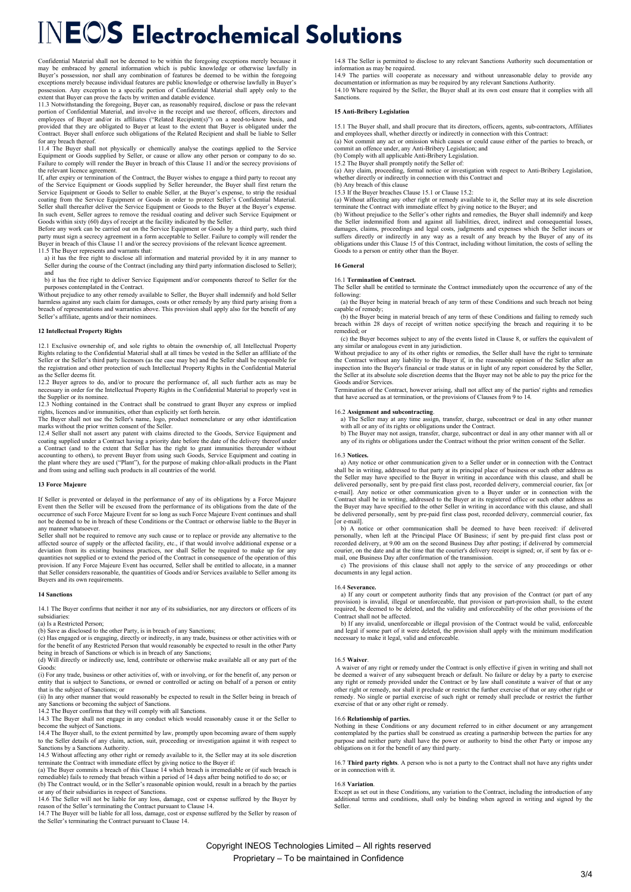# INEOS Electrochemical Solutions

Confidential Material shall not be deemed to be within the foregoing exceptions merely because it may be embraced by general information which is public knowledge or otherwise lawfully in Buyer's possession, nor shall any combination of features be deemed to be within the foregoing exceptions merely because individual features are public knowledge or otherwise lawfully in Buyer's possession. Any exception to a specific portion of Confidential Material shall apply only to the extent that Buyer can prove the facts by written and datable evidence.

11.3 Notwithstanding the foregoing, Buyer can, as reasonably required, disclose or pass the relevant portion of Confidential Material, and involve in the receipt and use thereof, officers, directors and employees of Buyer and/or its affiliates ("Related Recipient(s)") on a need-to-know basis, and provided that they are obligated to Buyer at least to the extent that Buyer is obligated under the Contract. Buyer shall enforce such obligations of the Related Recipient and shall be liable to Seller for any breach thereof.

11.4 The Buyer shall not physically or chemically analyse the coatings applied to the Service Equipment or Goods supplied by Seller, or cause or allow any other person or company to do so. Failure to comply will render the Buyer in breach of this Clause 11 and/or the secrecy provisions of the relevant licence agreement.

If, after expiry or termination of the Contract, the Buyer wishes to engage a third party to recoat any of the Service Equipment or Goods supplied by Seller hereunder, the Buyer shall first return the Service Equipment or Goods to Seller to enable Seller, at the Buyer's expense, to strip the residual coating from the Service Equipment or Goods in order to protect Seller's Confidential Material. Seller shall thereafter deliver the Service Equipment or Goods to the Buyer at the Buyer's expense. In such event, Seller agrees to remove the residual coating and deliver such Service Equipment or Goods within sixty (60) days of receipt at the facility indicated by the Seller.

Before any work can be carried out on the Service Equipment or Goods by a third party, such third party must sign a secrecy agreement in a form acceptable to Seller. Failure to comply will render the Buyer in breach of this Clause 11 and/or the secrecy provisions of the relevant licence agreement.

11.5 The Buyer represents and warrants that:

a) it has the free right to disclose all information and material provided by it in any manner to Seller during the course of the Contract (including any third party information disclosed to Seller); and

b) it has the free right to deliver Service Equipment and/or components thereof to Seller for the purposes contemplated in the Contract.

Without prejudice to any other remedy available to Seller, the Buyer shall indemnify and hold Seller harmless against any such claim for damages, costs or other remedy by any third party arising from a breach of representations and warranties above. This provision shall apply also for the benefit of any Seller's affiliate, agents and/or their nominees.

## 12 Intellectual Property Rights

12.1 Exclusive ownership of, and sole rights to obtain the ownership of, all Intellectual Property Rights relating to the Confidential Material shall at all times be vested in the Seller an affiliate of the Seller or the Seller's third party licensors (as the case may be) and the Seller shall be responsible for the registration and other protection of such Intellectual Property Rights in the Confidential Material as the Seller deems fit.

12.2 Buyer agrees to do, and/or to procure the performance of, all such further acts as may be necessary in order for the Intellectual Property Rights in the Confidential Material to properly vest in the Supplier or its nominee.

12.3 Nothing contained in the Contract shall be construed to grant Buyer any express or implied rights, licences and/or immunities, other than explicitly set forth herein.

The Buyer shall not use the Seller's name, logo, product nomenclature or any other identification marks without the prior written consent of the Seller.

12.4 Seller shall not assert any patent with claims directed to the Goods, Service Equipment and coating supplied under a Contract having a priority date before the date of the delivery thereof under a Contract (and to the extent that Seller has the right to grant immunities thereunder without accounting to others), to prevent Buyer from using such Goods, Service Equipment and coating in the plant where they are used ("Plant"), for the purpose of making chlor-alkali products in the Plant and from using and selling such products in all countries of the world.

## 13 Force Majeure

If Seller is prevented or delayed in the performance of any of its obligations by a Force Majeure Event then the Seller will be excused from the performance of its obligations from the date of the occurrence of such Force Majeure Event for so long as such Force Majeure Event continues and shall not be deemed to be in breach of these Conditions or the Contract or otherwise liable to the Buyer in any manner whatsoever.

Seller shall not be required to remove any such cause or to replace or provide any alternative to the affected source of supply or the affected facility, etc., if that would involve additional expense or a deviation from its existing business practices, nor shall Seller be required to make up for any quantities not supplied or to extend the period of the Contract in consequence of the operation of this provision. If any Force Majeure Event has occurred, Seller shall be entitled to allocate, in a manner that Seller considers reasonable, the quantities of Goods and/or Services available to Seller among its Buyers and its own requirements.

## 14 Sanctions

14.1 The Buyer confirms that neither it nor any of its subsidiaries, nor any directors or officers of its subsidiaries:

(a) Is a Restricted Person;

(b) Save as disclosed to the other Party, is in breach of any Sanctions;

(c) Has engaged or is engaging, directly or indirectly, in any trade, business or other activities with or for the benefit of any Restricted Person that would reasonably be expected to result in the other Party being in breach of Sanctions or which is in breach of any Sanctions;

(d) Will directly or indirectly use, lend, contribute or otherwise make available all or any part of the Goods:

(i) For any trade, business or other activities of, with or involving, or for the benefit of, any person or entity that is subject to Sanctions, or owned or controlled or acting on behalf of a person or entity that is the subject of Sanctions; or

(ii) In any other manner that would reasonably be expected to result in the Seller being in breach of any Sanctions or becoming the subject of Sanctions.

14.2 The Buyer confirms that they will comply with all Sanctions.

14.3 The Buyer shall not engage in any conduct which would reasonably cause it or the Seller to become the subject of Sanctions.

14.4 The Buyer shall, to the extent permitted by law, promptly upon becoming aware of them supply to the Seller details of any claim, action, suit, proceeding or investigation against it with respect to Sanctions by a Sanctions Authority.

14.5 Without affecting any other right or remedy available to it, the Seller may at its sole discretion terminate the Contract with immediate effect by giving notice to the Buyer if:

(a) The Buyer commits a breach of this Clause 14 which breach is irremediable or (if such breach is remediable) fails to remedy that breach within a period of 14 days after being notified to do so; or

(b) The Contract would, or in the Seller's reasonable opinion would, result in a breach by the parties or any of their subsidiaries in respect of Sanctions.

14.6 The Seller will not be liable for any loss, damage, cost or expense suffered by the Buyer by reason of the Seller's terminating the Contract pursuant to Clause 14.

14.7 The Buyer will be liable for all loss, damage, cost or expense suffered by the Seller by reason of the Seller's terminating the Contract pursuant to Clause 14.

14.8 The Seller is permitted to disclose to any relevant Sanctions Authority such documentation or information as may be required.

14.9 The parties will cooperate as necessary and without unreasonable delay to provide any documentation or information as may be required by any relevant Sanctions Authority.

14.10 Where required by the Seller, the Buyer shall at its own cost ensure that it complies with all Sanctions.

## 15 Anti-Bribery Legislation

15.1 The Buyer shall, and shall procure that its directors, officers, agents, sub-contractors, Affiliates and employees shall, whether directly or indirectly in connection with this Contract:

(a) Not commit any act or omission which causes or could cause either of the parties to breach, or commit an offence under, any Anti-Bribery Legislation; and

(b) Comply with all applicable Anti-Bribery Legislation.

15.2 The Buyer shall promptly notify the Seller of:

(a) Any claim, proceeding, formal notice or investigation with respect to Anti-Bribery Legislation, whether directly or indirectly in connection with this Contract and

(b) Any breach of this clause

15.3 If the Buyer breaches Clause 15.1 or Clause 15.2:

(a) Without affecting any other right or remedy available to it, the Seller may at its sole discretion terminate the Contract with immediate effect by giving notice to the Buyer; and

(b) Without prejudice to the Seller's other rights and remedies, the Buyer shall indemnify and keep the Seller indemnified from and against all liabilities, direct, indirect and consequential losses, damages, claims, proceedings and legal costs, judgments and expenses which the Seller incurs or suffers directly or indirectly in any way as a result of any breach by the Buyer of any of its obligations under this Clause 15 of this Contract, including without limitation, the costs of selling the Goods to a person or entity other than the Buyer.

## 16 General

### 16.1 Termination of Contract.

The Seller shall be entitled to terminate the Contract immediately upon the occurrence of any of the following:

(a) the Buyer being in material breach of any term of these Conditions and such breach not being capable of remedy;

(b) the Buyer being in material breach of any term of these Conditions and failing to remedy such breach within 28 days of receipt of written notice specifying the breach and requiring it to be remedied; or

(c) the Buyer becomes subject to any of the events listed in Clause 8, or suffers the equivalent of any similar or analogous event in any jurisdiction.

Without prejudice to any of its other rights or remedies, the Seller shall have the right to terminate the Contract without any liability to the Buyer if, in the reasonable opinion of the Seller after an inspection into the Buyer's financial or trade status or in light of any report considered by the Seller, the Seller at its absolute sole discretion deems that the Buyer may not be able to pay the price for the Goods and/or Services.

Termination of the Contract, however arising, shall not affect any of the parties' rights and remedies that have accrued as at termination, or the provisions of Clauses from 9 to 14.

### 16.2 Assignment and subcontracting.

a) The Seller may at any time assign, transfer, charge, subcontract or deal in any other manner with all or any of its rights or obligations under the Contract.

b) The Buyer may not assign, transfer, charge, subcontract or deal in any other manner with all or any of its rights or obligations under the Contract without the prior written consent of the Seller.

### 16.3 Notices.

a) Any notice or other communication given to a Seller under or in connection with the Contract shall be in writing, addressed to that party at its principal place of business or such other address as the Seller may have specified to the Buyer in writing in accordance with this clause, and shall be delivered personally, sent by pre-paid first class post, recorded delivery, commercial courier, fax [or e-mail]. Any notice or other communication given to a Buyer under or in connection with the Contract shall be in writing, addressed to the Buyer at its registered office or such other address as the Buyer may have specified to the other Seller in writing in accordance with this clause, and shall be delivered personally, sent by pre-paid first class post, recorded delivery, commercial courier, fax [or e-mail].

b) A notice or other communication shall be deemed to have been received: if delivered personally, when left at the Principal Place Of Business; if sent by pre-paid first class post or recorded delivery, at 9.00 am on the second Business Day after posting; if delivered by commercial courier, on the date and at the time that the courier's delivery receipt is signed; or, if sent by fax or e-mail, one Business Day after confirmation of the transmission.

c) The provisions of this clause shall not apply to the service of any proceedings or other documents in any legal action.

### 16.4 Severance.

a) If any court or competent authority finds that any provision of the Contract (or part of any provision) is invalid, illegal or unenforceable, that provision or part-provision shall, to the extent required, be deemed to be deleted, and the validity and enforceability of the other provisions of the Contract shall not be affected.

b) If any invalid, unenforceable or illegal provision of the Contract would be valid, enforceable and legal if some part of it were deleted, the provision shall apply with the minimum modification necessary to make it legal, valid and enforceable.

### 16.5 Waiver.

A waiver of any right or remedy under the Contract is only effective if given in writing and shall not be deemed a waiver of any subsequent breach or default. No failure or delay by a party to exercise any right or remedy provided under the Contract or by law shall constitute a waiver of that or any other right or remedy, nor shall it preclude or restrict the further exercise of that or any other right or remedy. No single or partial exercise of such right or remedy shall preclude or restrict the further exercise of that or any other right or remedy.

### 16.6 Relationship of parties.

Nothing in these Conditions or any document referred to in either document or any arrangement contemplated by the parties shall be construed as creating a partnership between the parties for any purpose and neither party shall have the power or authority to bind the other Party or impose any obligations on it for the benefit of any third party.

16.7 **Third party rights**. A person who is not a party to the Contract shall not have any rights under or in connection with it.

### 16.8 Variation.

Except as set out in these Conditions, any variation to the Contract, including the introduction of any additional terms and conditions, shall only be binding when agreed in writing and signed by the Seller.

Copyright INEOS Technologies Limited – All rights reserved
Proprietary – To be maintained in Confidence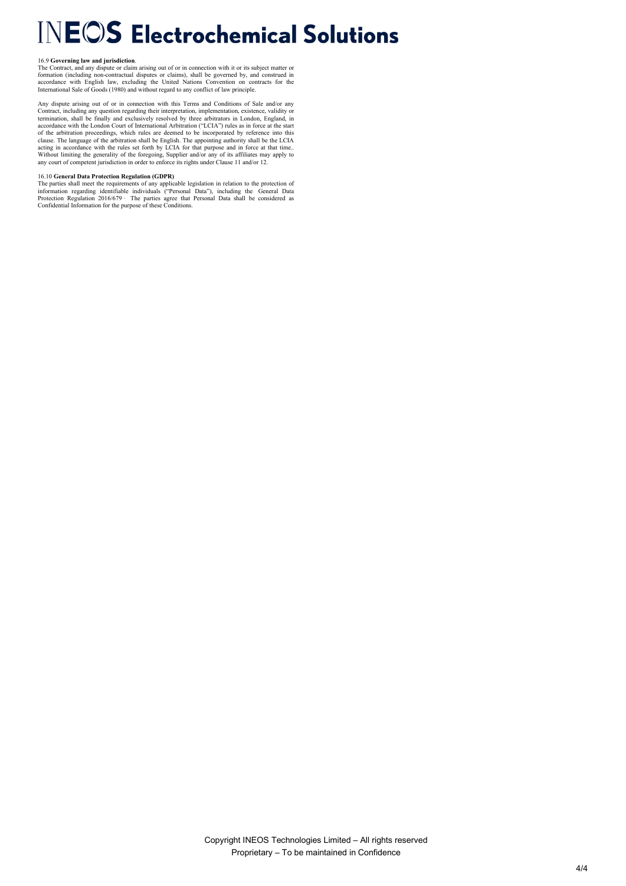16.9 **Governing law and jurisdiction**.
The Contract, and any dispute or claim arising out of or in connection with it or its subject matter or formation (including non-contractual disputes or claims), shall be governed by, and construed in accordance with English law, excluding the United Nations Convention on contracts for the International Sale of Goods (1980) and without regard to any conflict of law principle.

Any dispute arising out of or in connection with this Terms and Conditions of Sale and/or any Contract, including any question regarding their interpretation, implementation, existence, validity or termination, shall be finally and exclusively resolved by three arbitrators in London, England, in accordance with the London Court of International Arbitration ("LCIA") rules as in force at the start of the arbitration proceedings, which rules are deemed to be incorporated by reference into this clause. The language of the arbitration shall be English. The appointing authority shall be the LCIA acting in accordance with the rules set forth by LCIA for that purpose and in force at that time.. Without limiting the generality of the foregoing, Supplier and/or any of its affiliates may apply to any court of competent jurisdiction in order to enforce its rights under Clause 11 and/or 12.

16.10 **General Data Protection Regulation (GDPR)**
The parties shall meet the requirements of any applicable legislation in relation to the protection of information regarding identifiable individuals ("Personal Data"), including the General Data Protection Regulation 2016/679 · The parties agree that Personal Data shall be considered as Confidential Information for the purpose of these Conditions.

Copyright INEOS Technologies Limited – All rights reserved
Proprietary – To be maintained in Confidence